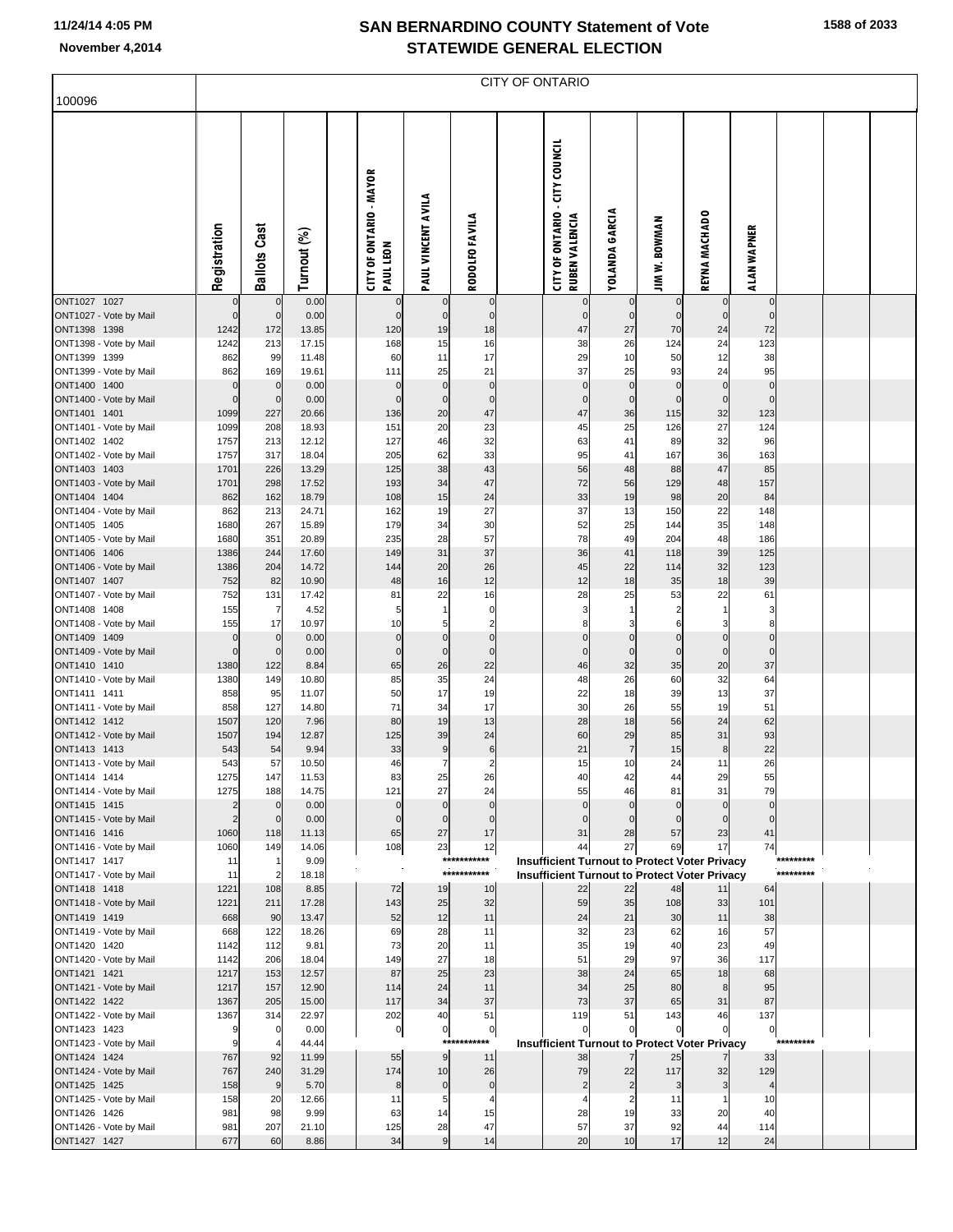# SAN BERNARDINO COUNTY Statement of Vote
## STATEWIDE GENERAL ELECTION

November 4,2014

100096

CITY OF ONTARIO

| | Registration | Ballots Cast | Turnout (%) | | CITY OF ONTARIO - MAYOR PAUL LEON | PAUL VINCENT AVILA | RODOLFO FAVILA | | CITY OF ONTARIO - CITY COUNCIL RUBEN VALENCIA | YOLANDA GARCIA | JIM W. BOWMAN | REYNA MACHADO | ALAN WAPNER | | | |
|---|---|---|---|---|---|---|---|---|---|---|---|---|---|---|---|---|
| ONT1027 1027 | 0 | 0 | 0.00 | | 0 | 0 | 0 | | 0 | 0 | 0 | 0 | 0 | | | |
| ONT1027 - Vote by Mail | 0 | 0 | 0.00 | | 0 | 0 | 0 | | 0 | 0 | 0 | 0 | 0 | | | |
| ONT1398 1398 | 1242 | 172 | 13.85 | | 120 | 19 | 18 | | 47 | 27 | 70 | 24 | 72 | | | |
| ONT1398 - Vote by Mail | 1242 | 213 | 17.15 | | 168 | 15 | 16 | | 38 | 26 | 124 | 24 | 123 | | | |
| ONT1399 1399 | 862 | 99 | 11.48 | | 60 | 11 | 17 | | 29 | 10 | 50 | 12 | 38 | | | |
| ONT1399 - Vote by Mail | 862 | 169 | 19.61 | | 111 | 25 | 21 | | 37 | 25 | 93 | 24 | 95 | | | |
| ONT1400 1400 | 0 | 0 | 0.00 | | 0 | 0 | 0 | | 0 | 0 | 0 | 0 | 0 | | | |
| ONT1400 - Vote by Mail | 0 | 0 | 0.00 | | 0 | 0 | 0 | | 0 | 0 | 0 | 0 | 0 | | | |
| ONT1401 1401 | 1099 | 227 | 20.66 | | 136 | 20 | 47 | | 47 | 36 | 115 | 32 | 123 | | | |
| ONT1401 - Vote by Mail | 1099 | 208 | 18.93 | | 151 | 20 | 23 | | 45 | 25 | 126 | 27 | 124 | | | |
| ONT1402 1402 | 1757 | 213 | 12.12 | | 127 | 46 | 32 | | 63 | 41 | 89 | 32 | 96 | | | |
| ONT1402 - Vote by Mail | 1757 | 317 | 18.04 | | 205 | 62 | 33 | | 95 | 41 | 167 | 36 | 163 | | | |
| ONT1403 1403 | 1701 | 226 | 13.29 | | 125 | 38 | 43 | | 56 | 48 | 88 | 47 | 85 | | | |
| ONT1403 - Vote by Mail | 1701 | 298 | 17.52 | | 193 | 34 | 47 | | 72 | 56 | 129 | 48 | 157 | | | |
| ONT1404 1404 | 862 | 162 | 18.79 | | 108 | 15 | 24 | | 33 | 19 | 98 | 20 | 84 | | | |
| ONT1404 - Vote by Mail | 862 | 213 | 24.71 | | 162 | 19 | 27 | | 37 | 13 | 150 | 22 | 148 | | | |
| ONT1405 1405 | 1680 | 267 | 15.89 | | 179 | 34 | 30 | | 52 | 25 | 144 | 35 | 148 | | | |
| ONT1405 - Vote by Mail | 1680 | 351 | 20.89 | | 235 | 28 | 57 | | 78 | 49 | 204 | 48 | 186 | | | |
| ONT1406 1406 | 1386 | 244 | 17.60 | | 149 | 31 | 37 | | 36 | 41 | 118 | 39 | 125 | | | |
| ONT1406 - Vote by Mail | 1386 | 204 | 14.72 | | 144 | 20 | 26 | | 45 | 22 | 114 | 32 | 123 | | | |
| ONT1407 1407 | 752 | 82 | 10.90 | | 48 | 16 | 12 | | 12 | 18 | 35 | 18 | 39 | | | |
| ONT1407 - Vote by Mail | 752 | 131 | 17.42 | | 81 | 22 | 16 | | 28 | 25 | 53 | 22 | 61 | | | |
| ONT1408 1408 | 155 | 7 | 4.52 | | 5 | 1 | 0 | | 3 | 1 | 2 | 1 | 3 | | | |
| ONT1408 - Vote by Mail | 155 | 17 | 10.97 | | 10 | 5 | 2 | | 8 | 3 | 6 | 3 | 8 | | | |
| ONT1409 1409 | 0 | 0 | 0.00 | | 0 | 0 | 0 | | 0 | 0 | 0 | 0 | 0 | | | |
| ONT1409 - Vote by Mail | 0 | 0 | 0.00 | | 0 | 0 | 0 | | 0 | 0 | 0 | 0 | 0 | | | |
| ONT1410 1410 | 1380 | 122 | 8.84 | | 65 | 26 | 22 | | 46 | 32 | 35 | 20 | 37 | | | |
| ONT1410 - Vote by Mail | 1380 | 149 | 10.80 | | 85 | 35 | 24 | | 48 | 26 | 60 | 32 | 64 | | | |
| ONT1411 1411 | 858 | 95 | 11.07 | | 50 | 17 | 19 | | 22 | 18 | 39 | 13 | 37 | | | |
| ONT1411 - Vote by Mail | 858 | 127 | 14.80 | | 71 | 34 | 17 | | 30 | 26 | 55 | 19 | 51 | | | |
| ONT1412 1412 | 1507 | 120 | 7.96 | | 80 | 19 | 13 | | 28 | 18 | 56 | 24 | 62 | | | |
| ONT1412 - Vote by Mail | 1507 | 194 | 12.87 | | 125 | 39 | 24 | | 60 | 29 | 85 | 31 | 93 | | | |
| ONT1413 1413 | 543 | 54 | 9.94 | | 33 | 9 | 6 | | 21 | 7 | 15 | 8 | 22 | | | |
| ONT1413 - Vote by Mail | 543 | 57 | 10.50 | | 46 | 7 | 2 | | 15 | 10 | 24 | 11 | 26 | | | |
| ONT1414 1414 | 1275 | 147 | 11.53 | | 83 | 25 | 26 | | 40 | 42 | 44 | 29 | 55 | | | |
| ONT1414 - Vote by Mail | 1275 | 188 | 14.75 | | 121 | 27 | 24 | | 55 | 46 | 81 | 31 | 79 | | | |
| ONT1415 1415 | 2 | 0 | 0.00 | | 0 | 0 | 0 | | 0 | 0 | 0 | 0 | 0 | | | |
| ONT1415 - Vote by Mail | 2 | 0 | 0.00 | | 0 | 0 | 0 | | 0 | 0 | 0 | 0 | 0 | | | |
| ONT1416 1416 | 1060 | 118 | 11.13 | | 65 | 27 | 17 | | 31 | 28 | 57 | 23 | 41 | | | |
| ONT1416 - Vote by Mail | 1060 | 149 | 14.06 | | 108 | 23 | 12 | | 44 | 27 | 69 | 17 | 74 | | | |
| ONT1417 1417 | 11 | 1 | 9.09 | | | | *********** | | Insufficient Turnout to Protect Voter Privacy | | | | | ********* | | |
| ONT1417 - Vote by Mail | 11 | 2 | 18.18 | | | | *********** | | Insufficient Turnout to Protect Voter Privacy | | | | | ********* | | |
| ONT1418 1418 | 1221 | 108 | 8.85 | | 72 | 19 | 10 | | 22 | 22 | 48 | 11 | 64 | | | |
| ONT1418 - Vote by Mail | 1221 | 211 | 17.28 | | 143 | 25 | 32 | | 59 | 35 | 108 | 33 | 101 | | | |
| ONT1419 1419 | 668 | 90 | 13.47 | | 52 | 12 | 11 | | 24 | 21 | 30 | 11 | 38 | | | |
| ONT1419 - Vote by Mail | 668 | 122 | 18.26 | | 69 | 28 | 11 | | 32 | 23 | 62 | 16 | 57 | | | |
| ONT1420 1420 | 1142 | 112 | 9.81 | | 73 | 20 | 11 | | 35 | 19 | 40 | 23 | 49 | | | |
| ONT1420 - Vote by Mail | 1142 | 206 | 18.04 | | 149 | 27 | 18 | | 51 | 29 | 97 | 36 | 117 | | | |
| ONT1421 1421 | 1217 | 153 | 12.57 | | 87 | 25 | 23 | | 38 | 24 | 65 | 18 | 68 | | | |
| ONT1421 - Vote by Mail | 1217 | 157 | 12.90 | | 114 | 24 | 11 | | 34 | 25 | 80 | 8 | 95 | | | |
| ONT1422 1422 | 1367 | 205 | 15.00 | | 117 | 34 | 37 | | 73 | 37 | 65 | 31 | 87 | | | |
| ONT1422 - Vote by Mail | 1367 | 314 | 22.97 | | 202 | 40 | 51 | | 119 | 51 | 143 | 46 | 137 | | | |
| ONT1423 1423 | 9 | 0 | 0.00 | | 0 | 0 | 0 | | 0 | 0 | 0 | 0 | 0 | | | |
| ONT1423 - Vote by Mail | 9 | 4 | 44.44 | | | | *********** | | Insufficient Turnout to Protect Voter Privacy | | | | | ********* | | |
| ONT1424 1424 | 767 | 92 | 11.99 | | 55 | 9 | 11 | | 38 | 7 | 25 | 7 | 33 | | | |
| ONT1424 - Vote by Mail | 767 | 240 | 31.29 | | 174 | 10 | 26 | | 79 | 22 | 117 | 32 | 129 | | | |
| ONT1425 1425 | 158 | 9 | 5.70 | | 8 | 0 | 0 | | 2 | 2 | 3 | 3 | 4 | | | |
| ONT1425 - Vote by Mail | 158 | 20 | 12.66 | | 11 | 5 | 4 | | 4 | 2 | 11 | 1 | 10 | | | |
| ONT1426 1426 | 981 | 98 | 9.99 | | 63 | 14 | 15 | | 28 | 19 | 33 | 20 | 40 | | | |
| ONT1426 - Vote by Mail | 981 | 207 | 21.10 | | 125 | 28 | 47 | | 57 | 37 | 92 | 44 | 114 | | | |
| ONT1427 1427 | 677 | 60 | 8.86 | | 34 | 9 | 14 | | 20 | 10 | 17 | 12 | 24 | | | |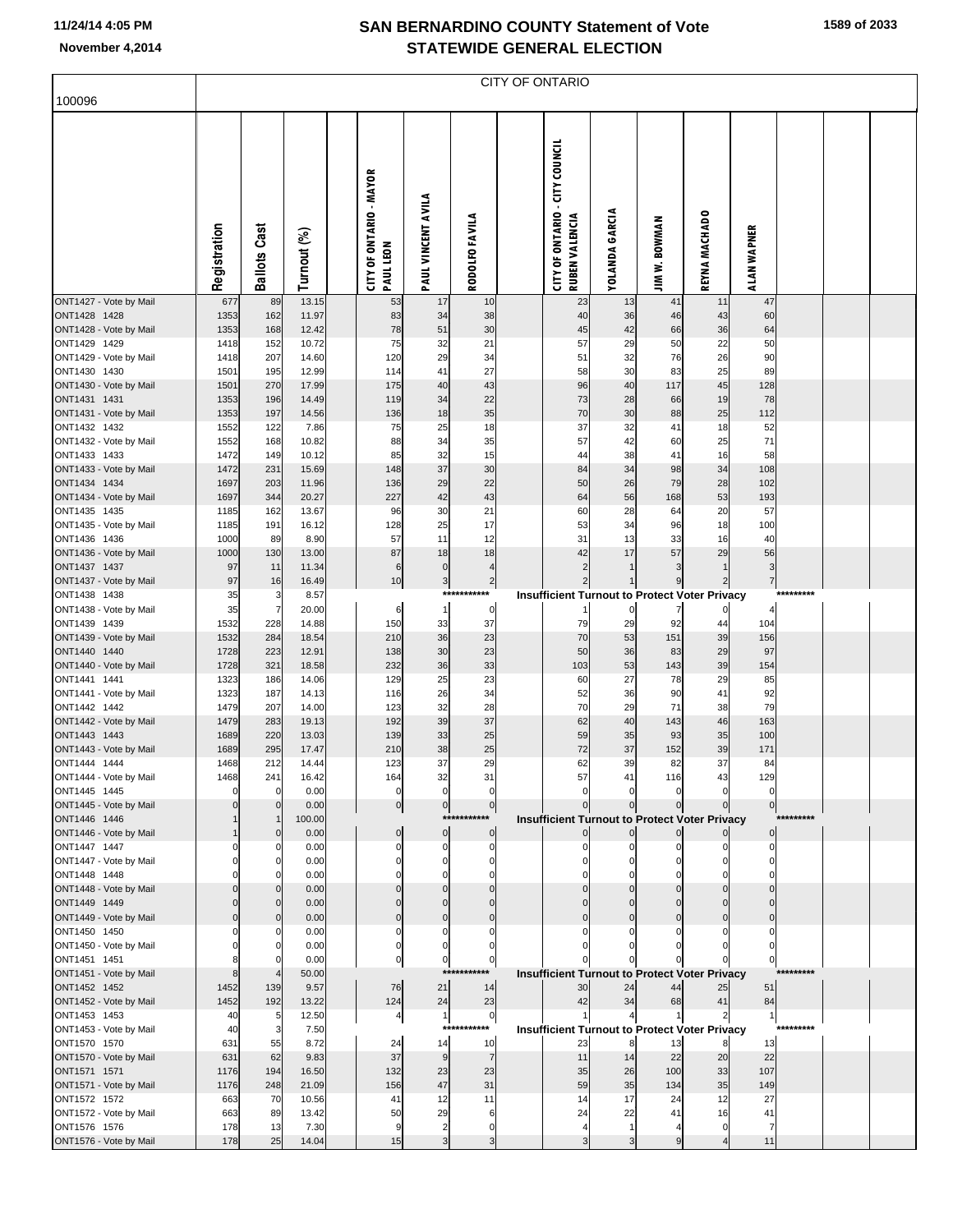# SAN BERNARDINO COUNTY Statement of Vote
## STATEWIDE GENERAL ELECTION

November 4,2014

100096

CITY OF ONTARIO

| | Registration | Ballots Cast | Turnout (%) | | CITY OF ONTARIO - MAYOR PAUL LEON | PAUL VINCENT AVILA | RODOLFO FAVILA | | CITY OF ONTARIO - CITY COUNCIL RUBEN VALENCIA | YOLANDA GARCIA | JIM W. BOWMAN | REYNA MACHADO | ALAN WAPNER | | | |
|---|---|---|---|---|---|---|---|---|---|---|---|---|---|---|---|---|
| ONT1427 - Vote by Mail | 677 | 89 | 13.15 | | 53 | 17 | 10 | | 23 | 13 | 41 | 11 | 47 | | | |
| ONT1428 1428 | 1353 | 162 | 11.97 | | 83 | 34 | 38 | | 40 | 36 | 46 | 43 | 60 | | | |
| ONT1428 - Vote by Mail | 1353 | 168 | 12.42 | | 78 | 51 | 30 | | 45 | 42 | 66 | 36 | 64 | | | |
| ONT1429 1429 | 1418 | 152 | 10.72 | | 75 | 32 | 21 | | 57 | 29 | 50 | 22 | 50 | | | |
| ONT1429 - Vote by Mail | 1418 | 207 | 14.60 | | 120 | 29 | 34 | | 51 | 32 | 76 | 26 | 90 | | | |
| ONT1430 1430 | 1501 | 195 | 12.99 | | 114 | 41 | 27 | | 58 | 30 | 83 | 25 | 89 | | | |
| ONT1430 - Vote by Mail | 1501 | 270 | 17.99 | | 175 | 40 | 43 | | 96 | 40 | 117 | 45 | 128 | | | |
| ONT1431 1431 | 1353 | 196 | 14.49 | | 119 | 34 | 22 | | 73 | 28 | 66 | 19 | 78 | | | |
| ONT1431 - Vote by Mail | 1353 | 197 | 14.56 | | 136 | 18 | 35 | | 70 | 30 | 88 | 25 | 112 | | | |
| ONT1432 1432 | 1552 | 122 | 7.86 | | 75 | 25 | 18 | | 37 | 32 | 41 | 18 | 52 | | | |
| ONT1432 - Vote by Mail | 1552 | 168 | 10.82 | | 88 | 34 | 35 | | 57 | 42 | 60 | 25 | 71 | | | |
| ONT1433 1433 | 1472 | 149 | 10.12 | | 85 | 32 | 15 | | 44 | 38 | 41 | 16 | 58 | | | |
| ONT1433 - Vote by Mail | 1472 | 231 | 15.69 | | 148 | 37 | 30 | | 84 | 34 | 98 | 34 | 108 | | | |
| ONT1434 1434 | 1697 | 203 | 11.96 | | 136 | 29 | 22 | | 50 | 26 | 79 | 28 | 102 | | | |
| ONT1434 - Vote by Mail | 1697 | 344 | 20.27 | | 227 | 42 | 43 | | 64 | 56 | 168 | 53 | 193 | | | |
| ONT1435 1435 | 1185 | 162 | 13.67 | | 96 | 30 | 21 | | 60 | 28 | 64 | 20 | 57 | | | |
| ONT1435 - Vote by Mail | 1185 | 191 | 16.12 | | 128 | 25 | 17 | | 53 | 34 | 96 | 18 | 100 | | | |
| ONT1436 1436 | 1000 | 89 | 8.90 | | 57 | 11 | 12 | | 31 | 13 | 33 | 16 | 40 | | | |
| ONT1436 - Vote by Mail | 1000 | 130 | 13.00 | | 87 | 18 | 18 | | 42 | 17 | 57 | 29 | 56 | | | |
| ONT1437 1437 | 97 | 11 | 11.34 | | 6 | 0 | 4 | | 2 | 1 | 3 | 1 | 3 | | | |
| ONT1437 - Vote by Mail | 97 | 16 | 16.49 | | 10 | 3 | 2 | | 2 | 1 | 9 | 2 | 7 | | | |
| ONT1438 1438 | 35 | 3 | 8.57 | | | | *********** | | Insufficient Turnout to Protect Voter Privacy | | | | | ********* | | |
| ONT1438 - Vote by Mail | 35 | 7 | 20.00 | | 6 | 1 | 0 | | 1 | 0 | 7 | 0 | 4 | | | |
| ONT1439 1439 | 1532 | 228 | 14.88 | | 150 | 33 | 37 | | 79 | 29 | 92 | 44 | 104 | | | |
| ONT1439 - Vote by Mail | 1532 | 284 | 18.54 | | 210 | 36 | 23 | | 70 | 53 | 151 | 39 | 156 | | | |
| ONT1440 1440 | 1728 | 223 | 12.91 | | 138 | 30 | 23 | | 50 | 36 | 83 | 29 | 97 | | | |
| ONT1440 - Vote by Mail | 1728 | 321 | 18.58 | | 232 | 36 | 33 | | 103 | 53 | 143 | 39 | 154 | | | |
| ONT1441 1441 | 1323 | 186 | 14.06 | | 129 | 25 | 23 | | 60 | 27 | 78 | 29 | 85 | | | |
| ONT1441 - Vote by Mail | 1323 | 187 | 14.13 | | 116 | 26 | 34 | | 52 | 36 | 90 | 41 | 92 | | | |
| ONT1442 1442 | 1479 | 207 | 14.00 | | 123 | 32 | 28 | | 70 | 29 | 71 | 38 | 79 | | | |
| ONT1442 - Vote by Mail | 1479 | 283 | 19.13 | | 192 | 39 | 37 | | 62 | 40 | 143 | 46 | 163 | | | |
| ONT1443 1443 | 1689 | 220 | 13.03 | | 139 | 33 | 25 | | 59 | 35 | 93 | 35 | 100 | | | |
| ONT1443 - Vote by Mail | 1689 | 295 | 17.47 | | 210 | 38 | 25 | | 72 | 37 | 152 | 39 | 171 | | | |
| ONT1444 1444 | 1468 | 212 | 14.44 | | 123 | 37 | 29 | | 62 | 39 | 82 | 37 | 84 | | | |
| ONT1444 - Vote by Mail | 1468 | 241 | 16.42 | | 164 | 32 | 31 | | 57 | 41 | 116 | 43 | 129 | | | |
| ONT1445 1445 | 0 | 0 | 0.00 | | 0 | 0 | 0 | | 0 | 0 | 0 | 0 | 0 | | | |
| ONT1445 - Vote by Mail | 0 | 0 | 0.00 | | 0 | 0 | 0 | | 0 | 0 | 0 | 0 | 0 | | | |
| ONT1446 1446 | 1 | 1 | 100.00 | | | | *********** | | Insufficient Turnout to Protect Voter Privacy | | | | | ********* | | |
| ONT1446 - Vote by Mail | 1 | 0 | 0.00 | | 0 | 0 | 0 | | 0 | 0 | 0 | 0 | 0 | | | |
| ONT1447 1447 | 0 | 0 | 0.00 | | 0 | 0 | 0 | | 0 | 0 | 0 | 0 | 0 | | | |
| ONT1447 - Vote by Mail | 0 | 0 | 0.00 | | 0 | 0 | 0 | | 0 | 0 | 0 | 0 | 0 | | | |
| ONT1448 1448 | 0 | 0 | 0.00 | | 0 | 0 | 0 | | 0 | 0 | 0 | 0 | 0 | | | |
| ONT1448 - Vote by Mail | 0 | 0 | 0.00 | | 0 | 0 | 0 | | 0 | 0 | 0 | 0 | 0 | | | |
| ONT1449 1449 | 0 | 0 | 0.00 | | 0 | 0 | 0 | | 0 | 0 | 0 | 0 | 0 | | | |
| ONT1449 - Vote by Mail | 0 | 0 | 0.00 | | 0 | 0 | 0 | | 0 | 0 | 0 | 0 | 0 | | | |
| ONT1450 1450 | 0 | 0 | 0.00 | | 0 | 0 | 0 | | 0 | 0 | 0 | 0 | 0 | | | |
| ONT1450 - Vote by Mail | 0 | 0 | 0.00 | | 0 | 0 | 0 | | 0 | 0 | 0 | 0 | 0 | | | |
| ONT1451 1451 | 8 | 0 | 0.00 | | 0 | 0 | 0 | | 0 | 0 | 0 | 0 | 0 | | | |
| ONT1451 - Vote by Mail | 8 | 4 | 50.00 | | | | *********** | | Insufficient Turnout to Protect Voter Privacy | | | | | ********* | | |
| ONT1452 1452 | 1452 | 139 | 9.57 | | 76 | 21 | 14 | | 30 | 24 | 44 | 25 | 51 | | | |
| ONT1452 - Vote by Mail | 1452 | 192 | 13.22 | | 124 | 24 | 23 | | 42 | 34 | 68 | 41 | 84 | | | |
| ONT1453 1453 | 40 | 5 | 12.50 | | 4 | 1 | 0 | | 1 | 4 | 1 | 2 | 1 | | | |
| ONT1453 - Vote by Mail | 40 | 3 | 7.50 | | | | *********** | | Insufficient Turnout to Protect Voter Privacy | | | | | ********* | | |
| ONT1570 1570 | 631 | 55 | 8.72 | | 24 | 14 | 10 | | 23 | 8 | 13 | 8 | 13 | | | |
| ONT1570 - Vote by Mail | 631 | 62 | 9.83 | | 37 | 9 | 7 | | 11 | 14 | 22 | 20 | 22 | | | |
| ONT1571 1571 | 1176 | 194 | 16.50 | | 132 | 23 | 23 | | 35 | 26 | 100 | 33 | 107 | | | |
| ONT1571 - Vote by Mail | 1176 | 248 | 21.09 | | 156 | 47 | 31 | | 59 | 35 | 134 | 35 | 149 | | | |
| ONT1572 1572 | 663 | 70 | 10.56 | | 41 | 12 | 11 | | 14 | 17 | 24 | 12 | 27 | | | |
| ONT1572 - Vote by Mail | 663 | 89 | 13.42 | | 50 | 29 | 6 | | 24 | 22 | 41 | 16 | 41 | | | |
| ONT1576 1576 | 178 | 13 | 7.30 | | 9 | 2 | 0 | | 4 | 1 | 4 | 0 | 7 | | | |
| ONT1576 - Vote by Mail | 178 | 25 | 14.04 | | 15 | 3 | 3 | | 3 | 3 | 9 | 4 | 11 | | | |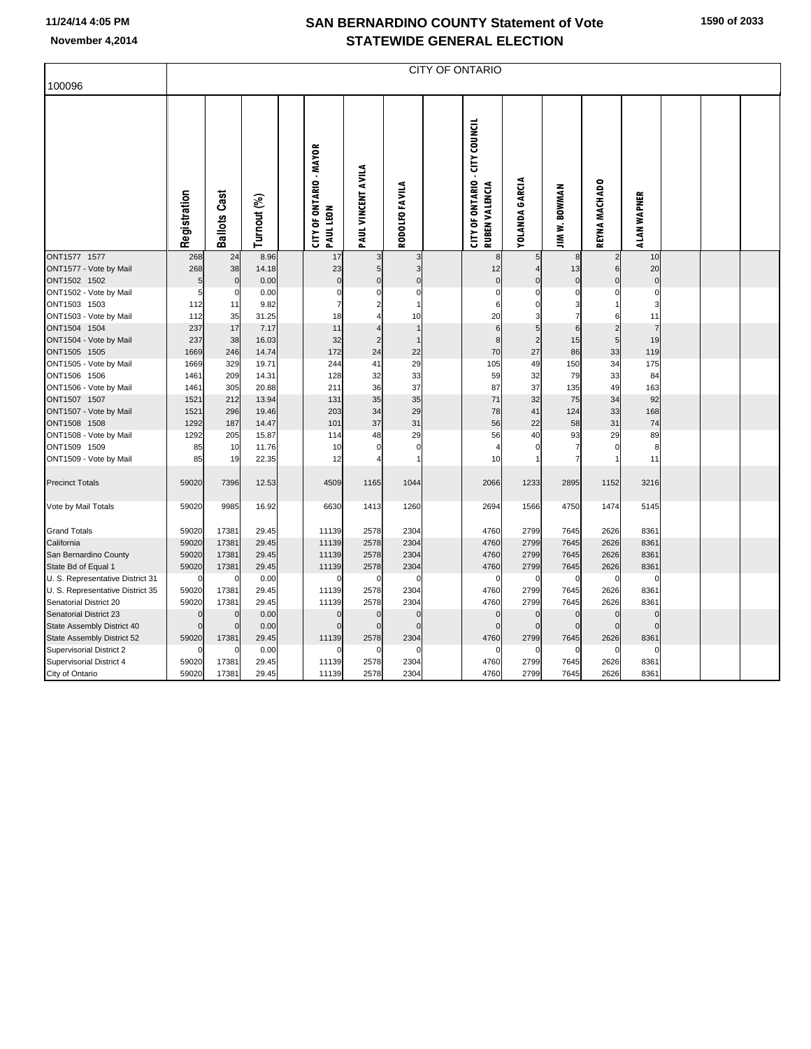# SAN BERNARDINO COUNTY Statement of Vote
## STATEWIDE GENERAL ELECTION

November 4,2014

| 100096 | CITY OF ONTARIO | | | | | | | | | | | | | | |
|---|---|---|---|---|---|---|---|---|---|---|---|---|---|---|---|
| | Registration | Ballots Cast | Turnout (%) | | CITY OF ONTARIO - MAYOR PAUL LEON | PAUL VINCENT AVILA | RODOLFO FAVILA | | CITY OF ONTARIO - CITY COUNCIL RUBEN VALENCIA | YOLANDA GARCIA | JIM W. BOWMAN | REYNA MACHADO | ALAN WAPNER | | |
| ONT1577 1577 | 268 | 24 | 8.96 | | 17 | 3 | 3 | | 8 | 5 | 8 | 2 | 10 | | |
| ONT1577 - Vote by Mail | 268 | 38 | 14.18 | | 23 | 5 | 3 | | 12 | 4 | 13 | 6 | 20 | | |
| ONT1502 1502 | 5 | 0 | 0.00 | | 0 | 0 | 0 | | 0 | 0 | 0 | 0 | 0 | | |
| ONT1502 - Vote by Mail | 5 | 0 | 0.00 | | 0 | 0 | 0 | | 0 | 0 | 0 | 0 | 0 | | |
| ONT1503 1503 | 112 | 11 | 9.82 | | 7 | 2 | 1 | | 6 | 0 | 3 | 1 | 3 | | |
| ONT1503 - Vote by Mail | 112 | 35 | 31.25 | | 18 | 4 | 10 | | 20 | 3 | 7 | 6 | 11 | | |
| ONT1504 1504 | 237 | 17 | 7.17 | | 11 | 4 | 1 | | 6 | 5 | 6 | 2 | 7 | | |
| ONT1504 - Vote by Mail | 237 | 38 | 16.03 | | 32 | 2 | 1 | | 8 | 2 | 15 | 5 | 19 | | |
| ONT1505 1505 | 1669 | 246 | 14.74 | | 172 | 24 | 22 | | 70 | 27 | 86 | 33 | 119 | | |
| ONT1505 - Vote by Mail | 1669 | 329 | 19.71 | | 244 | 41 | 29 | | 105 | 49 | 150 | 34 | 175 | | |
| ONT1506 1506 | 1461 | 209 | 14.31 | | 128 | 32 | 33 | | 59 | 32 | 79 | 33 | 84 | | |
| ONT1506 - Vote by Mail | 1461 | 305 | 20.88 | | 211 | 36 | 37 | | 87 | 37 | 135 | 49 | 163 | | |
| ONT1507 1507 | 1521 | 212 | 13.94 | | 131 | 35 | 35 | | 71 | 32 | 75 | 34 | 92 | | |
| ONT1507 - Vote by Mail | 1521 | 296 | 19.46 | | 203 | 34 | 29 | | 78 | 41 | 124 | 33 | 168 | | |
| ONT1508 1508 | 1292 | 187 | 14.47 | | 101 | 37 | 31 | | 56 | 22 | 58 | 31 | 74 | | |
| ONT1508 - Vote by Mail | 1292 | 205 | 15.87 | | 114 | 48 | 29 | | 56 | 40 | 93 | 29 | 89 | | |
| ONT1509 1509 | 85 | 10 | 11.76 | | 10 | 0 | 0 | | 4 | 0 | 7 | 0 | 8 | | |
| ONT1509 - Vote by Mail | 85 | 19 | 22.35 | | 12 | 4 | 1 | | 10 | 1 | 7 | 1 | 11 | | |
| Precinct Totals | 59020 | 7396 | 12.53 | | 4509 | 1165 | 1044 | | 2066 | 1233 | 2895 | 1152 | 3216 | | |
| Vote by Mail Totals | 59020 | 9985 | 16.92 | | 6630 | 1413 | 1260 | | 2694 | 1566 | 4750 | 1474 | 5145 | | |
| Grand Totals | 59020 | 17381 | 29.45 | | 11139 | 2578 | 2304 | | 4760 | 2799 | 7645 | 2626 | 8361 | | |
| California | 59020 | 17381 | 29.45 | | 11139 | 2578 | 2304 | | 4760 | 2799 | 7645 | 2626 | 8361 | | |
| San Bernardino County | 59020 | 17381 | 29.45 | | 11139 | 2578 | 2304 | | 4760 | 2799 | 7645 | 2626 | 8361 | | |
| State Bd of Equal 1 | 59020 | 17381 | 29.45 | | 11139 | 2578 | 2304 | | 4760 | 2799 | 7645 | 2626 | 8361 | | |
| U. S. Representative District 31 | 0 | 0 | 0.00 | | 0 | 0 | 0 | | 0 | 0 | 0 | 0 | 0 | | |
| U. S. Representative District 35 | 59020 | 17381 | 29.45 | | 11139 | 2578 | 2304 | | 4760 | 2799 | 7645 | 2626 | 8361 | | |
| Senatorial District 20 | 59020 | 17381 | 29.45 | | 11139 | 2578 | 2304 | | 4760 | 2799 | 7645 | 2626 | 8361 | | |
| Senatorial District 23 | 0 | 0 | 0.00 | | 0 | 0 | 0 | | 0 | 0 | 0 | 0 | 0 | | |
| State Assembly District 40 | 0 | 0 | 0.00 | | 0 | 0 | 0 | | 0 | 0 | 0 | 0 | 0 | | |
| State Assembly District 52 | 59020 | 17381 | 29.45 | | 11139 | 2578 | 2304 | | 4760 | 2799 | 7645 | 2626 | 8361 | | |
| Supervisorial District 2 | 0 | 0 | 0.00 | | 0 | 0 | 0 | | 0 | 0 | 0 | 0 | 0 | | |
| Supervisorial District 4 | 59020 | 17381 | 29.45 | | 11139 | 2578 | 2304 | | 4760 | 2799 | 7645 | 2626 | 8361 | | |
| City of Ontario | 59020 | 17381 | 29.45 | | 11139 | 2578 | 2304 | | 4760 | 2799 | 7645 | 2626 | 8361 | | |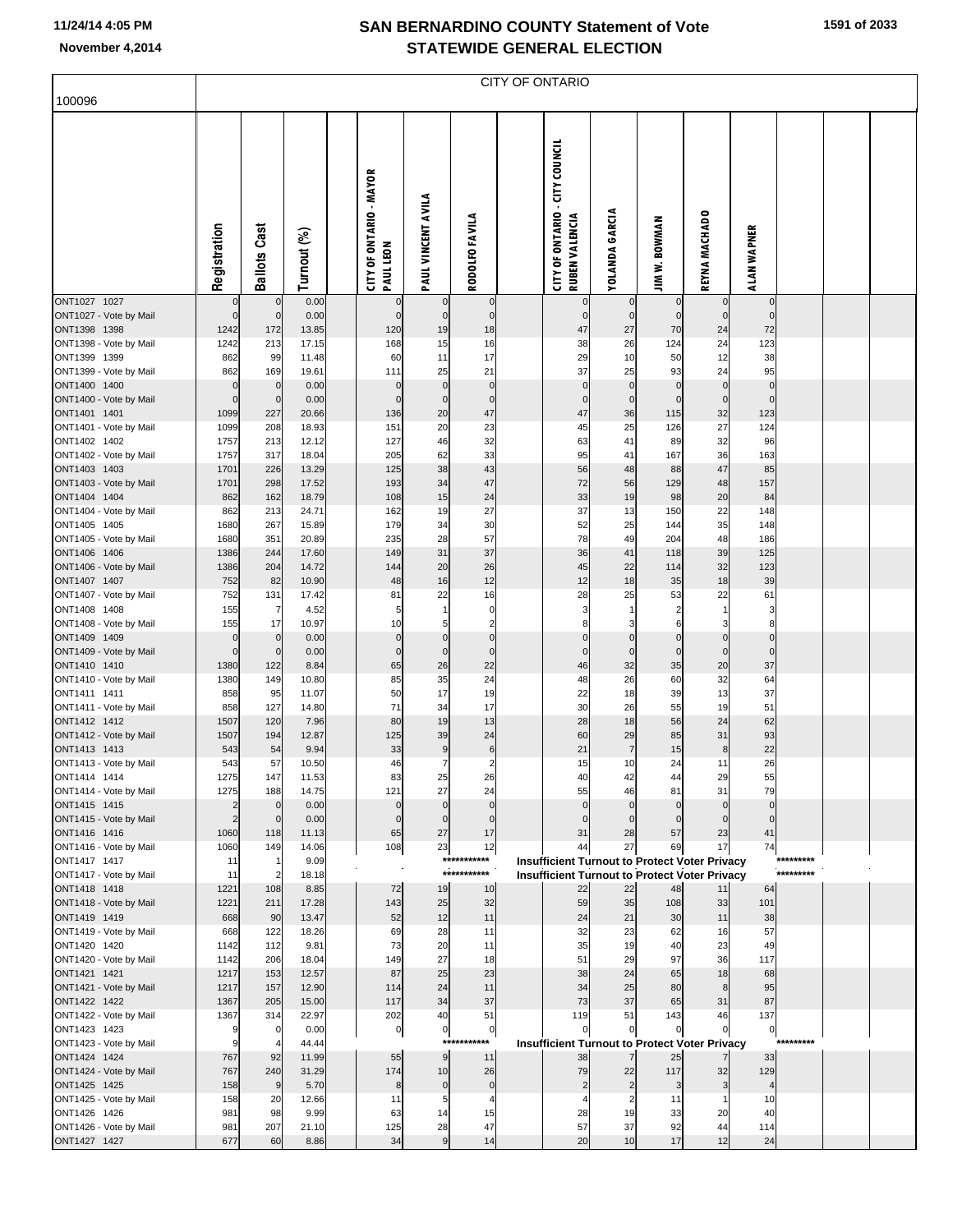# SAN BERNARDINO COUNTY Statement of Vote
## STATEWIDE GENERAL ELECTION

November 4,2014

CITY OF ONTARIO

100096

| | Registration | Ballots Cast | Turnout (%) | CITY OF ONTARIO - MAYOR PAUL LEON | PAUL VINCENT AVILA | RODOLFO FAVILA | CITY OF ONTARIO - CITY COUNCIL RUBEN VALENCIA | YOLANDA GARCIA | JIM W. BOWMAN | REYNA MACHADO | ALAN WAPNER |
|---|---|---|---|---|---|---|---|---|---|---|---|
| ONT1027 1027 | 0 | 0 | 0.00 | 0 | 0 | 0 | 0 | 0 | 0 | 0 | 0 |
| ONT1027 - Vote by Mail | 0 | 0 | 0.00 | 0 | 0 | 0 | 0 | 0 | 0 | 0 | 0 |
| ONT1398 1398 | 1242 | 172 | 13.85 | 120 | 19 | 18 | 47 | 27 | 70 | 24 | 72 |
| ONT1398 - Vote by Mail | 1242 | 213 | 17.15 | 168 | 15 | 16 | 38 | 26 | 124 | 24 | 123 |
| ONT1399 1399 | 862 | 99 | 11.48 | 60 | 11 | 17 | 29 | 10 | 50 | 12 | 38 |
| ONT1399 - Vote by Mail | 862 | 169 | 19.61 | 111 | 25 | 21 | 37 | 25 | 93 | 24 | 95 |
| ONT1400 1400 | 0 | 0 | 0.00 | 0 | 0 | 0 | 0 | 0 | 0 | 0 | 0 |
| ONT1400 - Vote by Mail | 0 | 0 | 0.00 | 0 | 0 | 0 | 0 | 0 | 0 | 0 | 0 |
| ONT1401 1401 | 1099 | 227 | 20.66 | 136 | 20 | 47 | 47 | 36 | 115 | 32 | 123 |
| ONT1401 - Vote by Mail | 1099 | 208 | 18.93 | 151 | 20 | 23 | 45 | 25 | 126 | 27 | 124 |
| ONT1402 1402 | 1757 | 213 | 12.12 | 127 | 46 | 32 | 63 | 41 | 89 | 32 | 96 |
| ONT1402 - Vote by Mail | 1757 | 317 | 18.04 | 205 | 62 | 33 | 95 | 41 | 167 | 36 | 163 |
| ONT1403 1403 | 1701 | 226 | 13.29 | 125 | 38 | 43 | 56 | 48 | 88 | 47 | 85 |
| ONT1403 - Vote by Mail | 1701 | 298 | 17.52 | 193 | 34 | 47 | 72 | 56 | 129 | 48 | 157 |
| ONT1404 1404 | 862 | 162 | 18.79 | 108 | 15 | 24 | 33 | 19 | 98 | 20 | 84 |
| ONT1404 - Vote by Mail | 862 | 213 | 24.71 | 162 | 19 | 27 | 37 | 13 | 150 | 22 | 148 |
| ONT1405 1405 | 1680 | 267 | 15.89 | 179 | 34 | 30 | 52 | 25 | 144 | 35 | 148 |
| ONT1405 - Vote by Mail | 1680 | 351 | 20.89 | 235 | 28 | 57 | 78 | 49 | 204 | 48 | 186 |
| ONT1406 1406 | 1386 | 244 | 17.60 | 149 | 31 | 37 | 36 | 41 | 118 | 39 | 125 |
| ONT1406 - Vote by Mail | 1386 | 204 | 14.72 | 144 | 20 | 26 | 45 | 22 | 114 | 32 | 123 |
| ONT1407 1407 | 752 | 82 | 10.90 | 48 | 16 | 12 | 12 | 18 | 35 | 18 | 39 |
| ONT1407 - Vote by Mail | 752 | 131 | 17.42 | 81 | 22 | 16 | 28 | 25 | 53 | 22 | 61 |
| ONT1408 1408 | 155 | 7 | 4.52 | 5 | 1 | 0 | 3 | 1 | 2 | 1 | 3 |
| ONT1408 - Vote by Mail | 155 | 17 | 10.97 | 10 | 5 | 2 | 8 | 3 | 6 | 3 | 8 |
| ONT1409 1409 | 0 | 0 | 0.00 | 0 | 0 | 0 | 0 | 0 | 0 | 0 | 0 |
| ONT1409 - Vote by Mail | 0 | 0 | 0.00 | 0 | 0 | 0 | 0 | 0 | 0 | 0 | 0 |
| ONT1410 1410 | 1380 | 122 | 8.84 | 65 | 26 | 22 | 46 | 32 | 35 | 20 | 37 |
| ONT1410 - Vote by Mail | 1380 | 149 | 10.80 | 85 | 35 | 24 | 48 | 26 | 60 | 32 | 64 |
| ONT1411 1411 | 858 | 95 | 11.07 | 50 | 17 | 19 | 22 | 18 | 39 | 13 | 37 |
| ONT1411 - Vote by Mail | 858 | 127 | 14.80 | 71 | 34 | 17 | 30 | 26 | 55 | 19 | 51 |
| ONT1412 1412 | 1507 | 120 | 7.96 | 80 | 19 | 13 | 28 | 18 | 56 | 24 | 62 |
| ONT1412 - Vote by Mail | 1507 | 194 | 12.87 | 125 | 39 | 24 | 60 | 29 | 85 | 31 | 93 |
| ONT1413 1413 | 543 | 54 | 9.94 | 33 | 9 | 6 | 21 | 7 | 15 | 8 | 22 |
| ONT1413 - Vote by Mail | 543 | 57 | 10.50 | 46 | 7 | 2 | 15 | 10 | 24 | 11 | 26 |
| ONT1414 1414 | 1275 | 147 | 11.53 | 83 | 25 | 26 | 40 | 42 | 44 | 29 | 55 |
| ONT1414 - Vote by Mail | 1275 | 188 | 14.75 | 121 | 27 | 24 | 55 | 46 | 81 | 31 | 79 |
| ONT1415 1415 | 2 | 0 | 0.00 | 0 | 0 | 0 | 0 | 0 | 0 | 0 | 0 |
| ONT1415 - Vote by Mail | 2 | 0 | 0.00 | 0 | 0 | 0 | 0 | 0 | 0 | 0 | 0 |
| ONT1416 1416 | 1060 | 118 | 11.13 | 65 | 27 | 17 | 31 | 28 | 57 | 23 | 41 |
| ONT1416 - Vote by Mail | 1060 | 149 | 14.06 | 108 | 23 | 12 | 44 | 27 | 69 | 17 | 74 |
| ONT1417 1417 | 11 | 1 | 9.09 | | | *********** | Insufficient Turnout to Protect Voter Privacy | | | | ********* |
| ONT1417 - Vote by Mail | 11 | 2 | 18.18 | | | *********** | Insufficient Turnout to Protect Voter Privacy | | | | ********* |
| ONT1418 1418 | 1221 | 108 | 8.85 | 72 | 19 | 10 | 22 | 22 | 48 | 11 | 64 |
| ONT1418 - Vote by Mail | 1221 | 211 | 17.28 | 143 | 25 | 32 | 59 | 35 | 108 | 33 | 101 |
| ONT1419 1419 | 668 | 90 | 13.47 | 52 | 12 | 11 | 24 | 21 | 30 | 11 | 38 |
| ONT1419 - Vote by Mail | 668 | 122 | 18.26 | 69 | 28 | 11 | 32 | 23 | 62 | 16 | 57 |
| ONT1420 1420 | 1142 | 112 | 9.81 | 73 | 20 | 11 | 35 | 19 | 40 | 23 | 49 |
| ONT1420 - Vote by Mail | 1142 | 206 | 18.04 | 149 | 27 | 18 | 51 | 29 | 97 | 36 | 117 |
| ONT1421 1421 | 1217 | 153 | 12.57 | 87 | 25 | 23 | 38 | 24 | 65 | 18 | 68 |
| ONT1421 - Vote by Mail | 1217 | 157 | 12.90 | 114 | 24 | 11 | 34 | 25 | 80 | 8 | 95 |
| ONT1422 1422 | 1367 | 205 | 15.00 | 117 | 34 | 37 | 73 | 37 | 65 | 31 | 87 |
| ONT1422 - Vote by Mail | 1367 | 314 | 22.97 | 202 | 40 | 51 | 119 | 51 | 143 | 46 | 137 |
| ONT1423 1423 | 9 | 0 | 0.00 | 0 | 0 | 0 | 0 | 0 | 0 | 0 | 0 |
| ONT1423 - Vote by Mail | 9 | 4 | 44.44 | | | *********** | Insufficient Turnout to Protect Voter Privacy | | | | ********* |
| ONT1424 1424 | 767 | 92 | 11.99 | 55 | 9 | 11 | 38 | 7 | 25 | 7 | 33 |
| ONT1424 - Vote by Mail | 767 | 240 | 31.29 | 174 | 10 | 26 | 79 | 22 | 117 | 32 | 129 |
| ONT1425 1425 | 158 | 9 | 5.70 | 8 | 0 | 0 | 2 | 2 | 3 | 3 | 4 |
| ONT1425 - Vote by Mail | 158 | 20 | 12.66 | 11 | 5 | 4 | 4 | 2 | 11 | 1 | 10 |
| ONT1426 1426 | 981 | 98 | 9.99 | 63 | 14 | 15 | 28 | 19 | 33 | 20 | 40 |
| ONT1426 - Vote by Mail | 981 | 207 | 21.10 | 125 | 28 | 47 | 57 | 37 | 92 | 44 | 114 |
| ONT1427 1427 | 677 | 60 | 8.86 | 34 | 9 | 14 | 20 | 10 | 17 | 12 | 24 |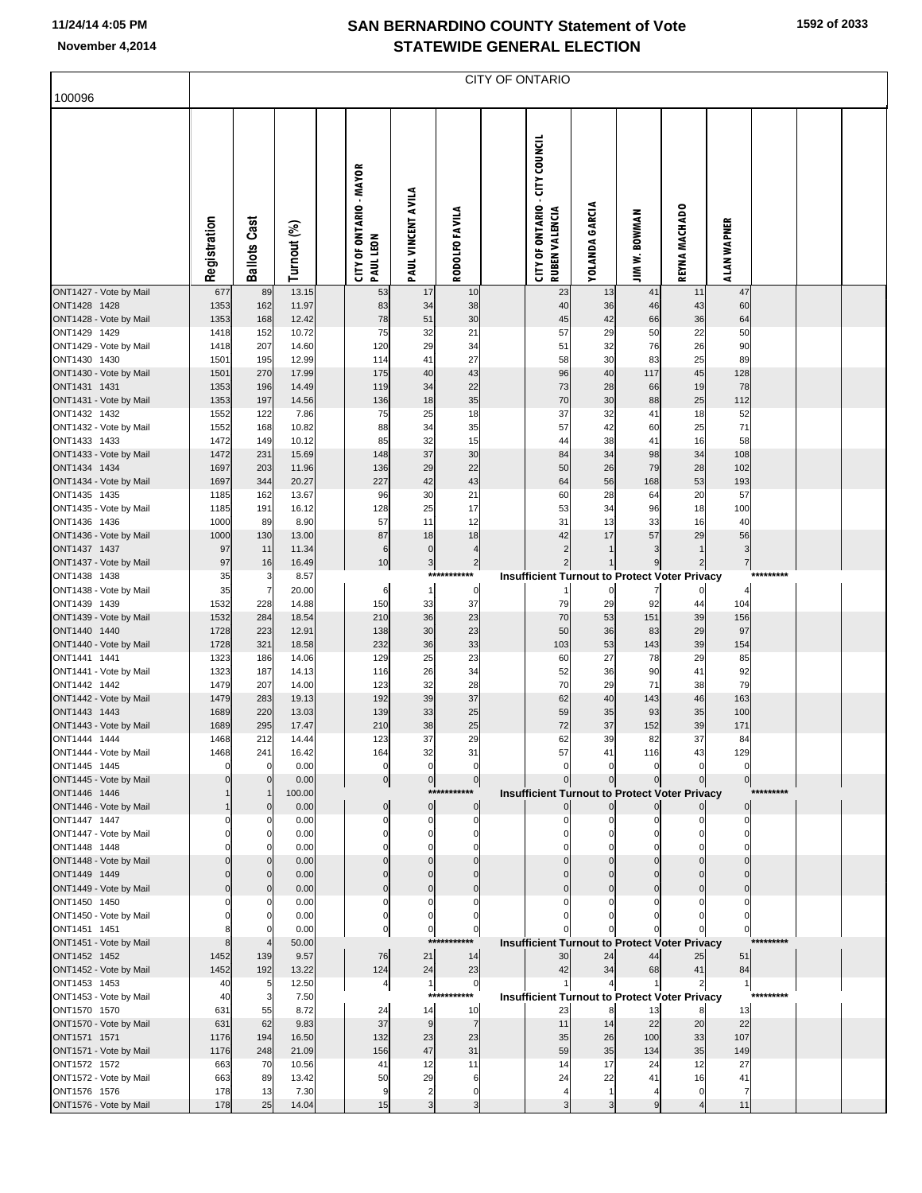# SAN BERNARDINO COUNTY Statement of Vote
## STATEWIDE GENERAL ELECTION

November 4,2014

100096

CITY OF ONTARIO

| | Registration | Ballots Cast | Turnout (%) | CITY OF ONTARIO - MAYOR PAUL LEON | PAUL VINCENT AVILA | RODOLFO FAVILA | CITY OF ONTARIO - CITY COUNCIL RUBEN VALENCIA | YOLANDA GARCIA | JIM W. BOWMAN | REYNA MACHADO | ALAN WAPNER |
|---|---|---|---|---|---|---|---|---|---|---|---|
| ONT1427 - Vote by Mail | 677 | 89 | 13.15 | 53 | 17 | 10 | 23 | 13 | 41 | 11 | 47 |
| ONT1428 1428 | 1353 | 162 | 11.97 | 83 | 34 | 38 | 40 | 36 | 46 | 43 | 60 |
| ONT1428 - Vote by Mail | 1353 | 168 | 12.42 | 78 | 51 | 30 | 45 | 42 | 66 | 36 | 64 |
| ONT1429 1429 | 1418 | 152 | 10.72 | 75 | 32 | 21 | 57 | 29 | 50 | 22 | 50 |
| ONT1429 - Vote by Mail | 1418 | 207 | 14.60 | 120 | 29 | 34 | 51 | 32 | 76 | 26 | 90 |
| ONT1430 1430 | 1501 | 195 | 12.99 | 114 | 41 | 27 | 58 | 30 | 83 | 25 | 89 |
| ONT1430 - Vote by Mail | 1501 | 270 | 17.99 | 175 | 40 | 43 | 96 | 40 | 117 | 45 | 128 |
| ONT1431 1431 | 1353 | 196 | 14.49 | 119 | 34 | 22 | 73 | 28 | 66 | 19 | 78 |
| ONT1431 - Vote by Mail | 1353 | 197 | 14.56 | 136 | 18 | 35 | 70 | 30 | 88 | 25 | 112 |
| ONT1432 1432 | 1552 | 122 | 7.86 | 75 | 25 | 18 | 37 | 32 | 41 | 18 | 52 |
| ONT1432 - Vote by Mail | 1552 | 168 | 10.82 | 88 | 34 | 35 | 57 | 42 | 60 | 25 | 71 |
| ONT1433 1433 | 1472 | 149 | 10.12 | 85 | 32 | 15 | 44 | 38 | 41 | 16 | 58 |
| ONT1433 - Vote by Mail | 1472 | 231 | 15.69 | 148 | 37 | 30 | 84 | 34 | 98 | 34 | 108 |
| ONT1434 1434 | 1697 | 203 | 11.96 | 136 | 29 | 22 | 50 | 26 | 79 | 28 | 102 |
| ONT1434 - Vote by Mail | 1697 | 344 | 20.27 | 227 | 42 | 43 | 64 | 56 | 168 | 53 | 193 |
| ONT1435 1435 | 1185 | 162 | 13.67 | 96 | 30 | 21 | 60 | 28 | 64 | 20 | 57 |
| ONT1435 - Vote by Mail | 1185 | 191 | 16.12 | 128 | 25 | 17 | 53 | 34 | 96 | 18 | 100 |
| ONT1436 1436 | 1000 | 89 | 8.90 | 57 | 11 | 12 | 31 | 13 | 33 | 16 | 40 |
| ONT1436 - Vote by Mail | 1000 | 130 | 13.00 | 87 | 18 | 18 | 42 | 17 | 57 | 29 | 56 |
| ONT1437 1437 | 97 | 11 | 11.34 | 6 | 0 | 4 | 2 | 1 | 3 | 1 | 3 |
| ONT1437 - Vote by Mail | 97 | 16 | 16.49 | 10 | 3 | 2 | 2 | 1 | 9 | 2 | 7 |
| ONT1438 1438 | 35 | 3 | 8.57 | | | *********** | Insufficient Turnout to Protect Voter Privacy | | | | ********* |
| ONT1438 - Vote by Mail | 35 | 7 | 20.00 | 6 | 1 | 0 | 1 | 0 | 7 | 0 | 4 |
| ONT1439 1439 | 1532 | 228 | 14.88 | 150 | 33 | 37 | 79 | 29 | 92 | 44 | 104 |
| ONT1439 - Vote by Mail | 1532 | 284 | 18.54 | 210 | 36 | 23 | 70 | 53 | 151 | 39 | 156 |
| ONT1440 1440 | 1728 | 223 | 12.91 | 138 | 30 | 23 | 50 | 36 | 83 | 29 | 97 |
| ONT1440 - Vote by Mail | 1728 | 321 | 18.58 | 232 | 36 | 33 | 103 | 53 | 143 | 39 | 154 |
| ONT1441 1441 | 1323 | 186 | 14.06 | 129 | 25 | 23 | 60 | 27 | 78 | 29 | 85 |
| ONT1441 - Vote by Mail | 1323 | 187 | 14.13 | 116 | 26 | 34 | 52 | 36 | 90 | 41 | 92 |
| ONT1442 1442 | 1479 | 207 | 14.00 | 123 | 32 | 28 | 70 | 29 | 71 | 38 | 79 |
| ONT1442 - Vote by Mail | 1479 | 283 | 19.13 | 192 | 39 | 37 | 62 | 40 | 143 | 46 | 163 |
| ONT1443 1443 | 1689 | 220 | 13.03 | 139 | 33 | 25 | 59 | 35 | 93 | 35 | 100 |
| ONT1443 - Vote by Mail | 1689 | 295 | 17.47 | 210 | 38 | 25 | 72 | 37 | 152 | 39 | 171 |
| ONT1444 1444 | 1468 | 212 | 14.44 | 123 | 37 | 29 | 62 | 39 | 82 | 37 | 84 |
| ONT1444 - Vote by Mail | 1468 | 241 | 16.42 | 164 | 32 | 31 | 57 | 41 | 116 | 43 | 129 |
| ONT1445 1445 | 0 | 0 | 0.00 | 0 | 0 | 0 | 0 | 0 | 0 | 0 | 0 |
| ONT1445 - Vote by Mail | 0 | 0 | 0.00 | 0 | 0 | 0 | 0 | 0 | 0 | 0 | 0 |
| ONT1446 1446 | 1 | 1 | 100.00 | | | *********** | Insufficient Turnout to Protect Voter Privacy | | | | ********* |
| ONT1446 - Vote by Mail | 1 | 0 | 0.00 | 0 | 0 | 0 | 0 | 0 | 0 | 0 | 0 |
| ONT1447 1447 | 0 | 0 | 0.00 | 0 | 0 | 0 | 0 | 0 | 0 | 0 | 0 |
| ONT1447 - Vote by Mail | 0 | 0 | 0.00 | 0 | 0 | 0 | 0 | 0 | 0 | 0 | 0 |
| ONT1448 1448 | 0 | 0 | 0.00 | 0 | 0 | 0 | 0 | 0 | 0 | 0 | 0 |
| ONT1448 - Vote by Mail | 0 | 0 | 0.00 | 0 | 0 | 0 | 0 | 0 | 0 | 0 | 0 |
| ONT1449 1449 | 0 | 0 | 0.00 | 0 | 0 | 0 | 0 | 0 | 0 | 0 | 0 |
| ONT1449 - Vote by Mail | 0 | 0 | 0.00 | 0 | 0 | 0 | 0 | 0 | 0 | 0 | 0 |
| ONT1450 1450 | 0 | 0 | 0.00 | 0 | 0 | 0 | 0 | 0 | 0 | 0 | 0 |
| ONT1450 - Vote by Mail | 0 | 0 | 0.00 | 0 | 0 | 0 | 0 | 0 | 0 | 0 | 0 |
| ONT1451 1451 | 8 | 0 | 0.00 | 0 | 0 | 0 | 0 | 0 | 0 | 0 | 0 |
| ONT1451 - Vote by Mail | 8 | 4 | 50.00 | | | *********** | Insufficient Turnout to Protect Voter Privacy | | | | ********* |
| ONT1452 1452 | 1452 | 139 | 9.57 | 76 | 21 | 14 | 30 | 24 | 44 | 25 | 51 |
| ONT1452 - Vote by Mail | 1452 | 192 | 13.22 | 124 | 24 | 23 | 42 | 34 | 68 | 41 | 84 |
| ONT1453 1453 | 40 | 5 | 12.50 | 4 | 1 | 0 | 1 | 4 | 1 | 2 | 1 |
| ONT1453 - Vote by Mail | 40 | 3 | 7.50 | | | *********** | Insufficient Turnout to Protect Voter Privacy | | | | ********* |
| ONT1570 1570 | 631 | 55 | 8.72 | 24 | 14 | 10 | 23 | 8 | 13 | 8 | 13 |
| ONT1570 - Vote by Mail | 631 | 62 | 9.83 | 37 | 9 | 7 | 11 | 14 | 22 | 20 | 22 |
| ONT1571 1571 | 1176 | 194 | 16.50 | 132 | 23 | 23 | 35 | 26 | 100 | 33 | 107 |
| ONT1571 - Vote by Mail | 1176 | 248 | 21.09 | 156 | 47 | 31 | 59 | 35 | 134 | 35 | 149 |
| ONT1572 1572 | 663 | 70 | 10.56 | 41 | 12 | 11 | 14 | 17 | 24 | 12 | 27 |
| ONT1572 - Vote by Mail | 663 | 89 | 13.42 | 50 | 29 | 6 | 24 | 22 | 41 | 16 | 41 |
| ONT1576 1576 | 178 | 13 | 7.30 | 9 | 2 | 0 | 4 | 1 | 4 | 0 | 7 |
| ONT1576 - Vote by Mail | 178 | 25 | 14.04 | 15 | 3 | 3 | 3 | 3 | 9 | 4 | 11 |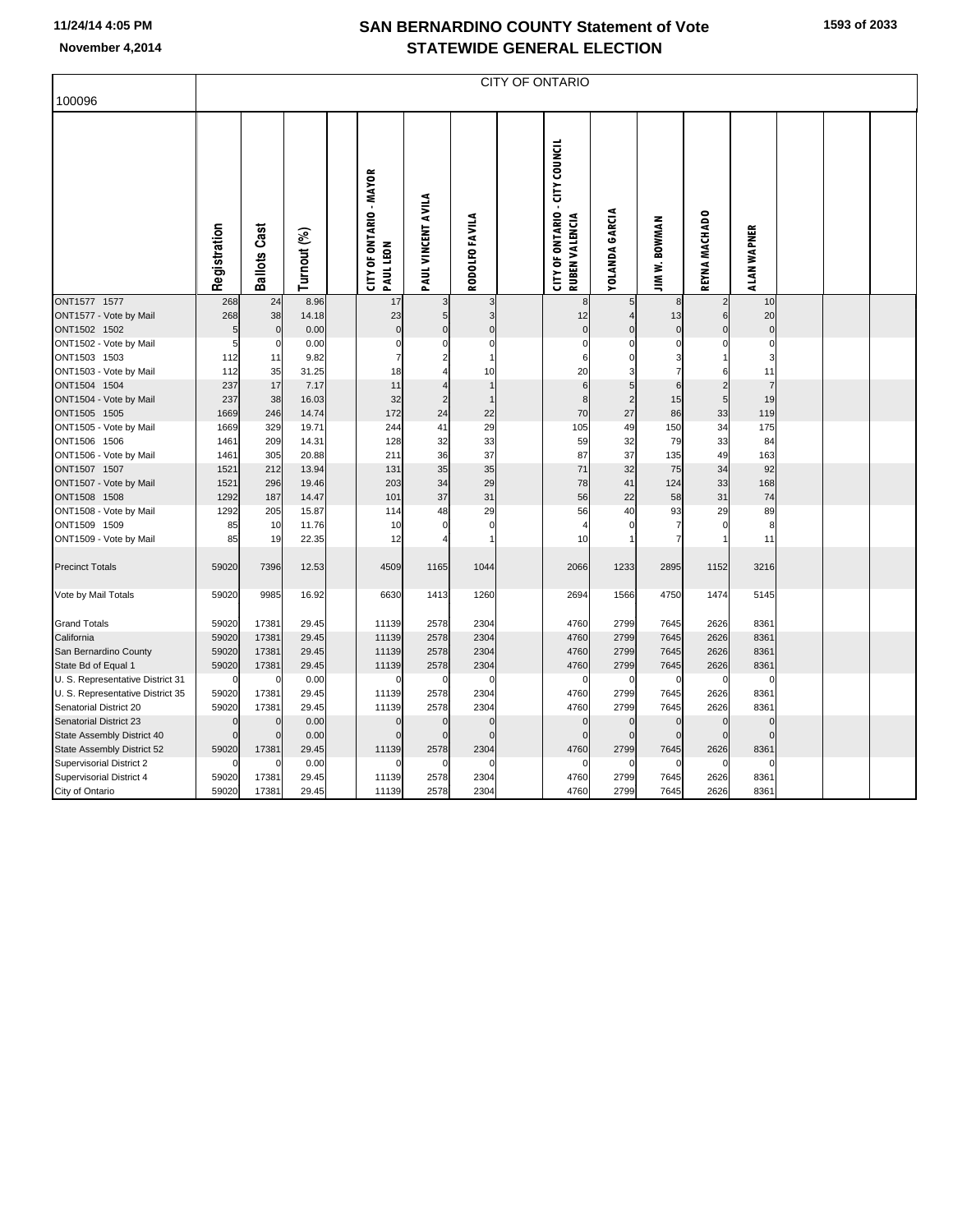# SAN BERNARDINO COUNTY Statement of Vote
## STATEWIDE GENERAL ELECTION

11/24/14 4:05 PM
November 4,2014

100096

CITY OF ONTARIO

| | Registration | Ballots Cast | Turnout (%) | | CITY OF ONTARIO - MAYOR PAUL LEON | PAUL VINCENT AVILA | RODOLFO FAVILA | | CITY OF ONTARIO - CITY COUNCIL RUBEN VALENCIA | YOLANDA GARCIA | JIM W. BOWMAN | REYNA MACHADO | ALAN WAPNER | | | |
|---|---|---|---|---|---|---|---|---|---|---|---|---|---|---|---|---|
| ONT1577 1577 | 268 | 24 | 8.96 | | 17 | 3 | 3 | | 8 | 5 | 8 | 2 | 10 | | | |
| ONT1577 - Vote by Mail | 268 | 38 | 14.18 | | 23 | 5 | 3 | | 12 | 4 | 13 | 6 | 20 | | | |
| ONT1502 1502 | 5 | 0 | 0.00 | | 0 | 0 | 0 | | 0 | 0 | 0 | 0 | 0 | | | |
| ONT1502 - Vote by Mail | 5 | 0 | 0.00 | | 0 | 0 | 0 | | 0 | 0 | 0 | 0 | 0 | | | |
| ONT1503 1503 | 112 | 11 | 9.82 | | 7 | 2 | 1 | | 6 | 0 | 3 | 1 | 3 | | | |
| ONT1503 - Vote by Mail | 112 | 35 | 31.25 | | 18 | 4 | 10 | | 20 | 3 | 7 | 6 | 11 | | | |
| ONT1504 1504 | 237 | 17 | 7.17 | | 11 | 4 | 1 | | 6 | 5 | 6 | 2 | 7 | | | |
| ONT1504 - Vote by Mail | 237 | 38 | 16.03 | | 32 | 2 | 1 | | 8 | 2 | 15 | 5 | 19 | | | |
| ONT1505 1505 | 1669 | 246 | 14.74 | | 172 | 24 | 22 | | 70 | 27 | 86 | 33 | 119 | | | |
| ONT1505 - Vote by Mail | 1669 | 329 | 19.71 | | 244 | 41 | 29 | | 105 | 49 | 150 | 34 | 175 | | | |
| ONT1506 1506 | 1461 | 209 | 14.31 | | 128 | 32 | 33 | | 59 | 32 | 79 | 33 | 84 | | | |
| ONT1506 - Vote by Mail | 1461 | 305 | 20.88 | | 211 | 36 | 37 | | 87 | 37 | 135 | 49 | 163 | | | |
| ONT1507 1507 | 1521 | 212 | 13.94 | | 131 | 35 | 35 | | 71 | 32 | 75 | 34 | 92 | | | |
| ONT1507 - Vote by Mail | 1521 | 296 | 19.46 | | 203 | 34 | 29 | | 78 | 41 | 124 | 33 | 168 | | | |
| ONT1508 1508 | 1292 | 187 | 14.47 | | 101 | 37 | 31 | | 56 | 22 | 58 | 31 | 74 | | | |
| ONT1508 - Vote by Mail | 1292 | 205 | 15.87 | | 114 | 48 | 29 | | 56 | 40 | 93 | 29 | 89 | | | |
| ONT1509 1509 | 85 | 10 | 11.76 | | 10 | 0 | 0 | | 4 | 0 | 7 | 0 | 8 | | | |
| ONT1509 - Vote by Mail | 85 | 19 | 22.35 | | 12 | 4 | 1 | | 10 | 1 | 7 | 1 | 11 | | | |
| Precinct Totals | 59020 | 7396 | 12.53 | | 4509 | 1165 | 1044 | | 2066 | 1233 | 2895 | 1152 | 3216 | | | |
| Vote by Mail Totals | 59020 | 9985 | 16.92 | | 6630 | 1413 | 1260 | | 2694 | 1566 | 4750 | 1474 | 5145 | | | |
| Grand Totals | 59020 | 17381 | 29.45 | | 11139 | 2578 | 2304 | | 4760 | 2799 | 7645 | 2626 | 8361 | | | |
| California | 59020 | 17381 | 29.45 | | 11139 | 2578 | 2304 | | 4760 | 2799 | 7645 | 2626 | 8361 | | | |
| San Bernardino County | 59020 | 17381 | 29.45 | | 11139 | 2578 | 2304 | | 4760 | 2799 | 7645 | 2626 | 8361 | | | |
| State Bd of Equal 1 | 59020 | 17381 | 29.45 | | 11139 | 2578 | 2304 | | 4760 | 2799 | 7645 | 2626 | 8361 | | | |
| U. S. Representative District 31 | 0 | 0 | 0.00 | | 0 | 0 | 0 | | 0 | 0 | 0 | 0 | 0 | | | |
| U. S. Representative District 35 | 59020 | 17381 | 29.45 | | 11139 | 2578 | 2304 | | 4760 | 2799 | 7645 | 2626 | 8361 | | | |
| Senatorial District 20 | 59020 | 17381 | 29.45 | | 11139 | 2578 | 2304 | | 4760 | 2799 | 7645 | 2626 | 8361 | | | |
| Senatorial District 23 | 0 | 0 | 0.00 | | 0 | 0 | 0 | | 0 | 0 | 0 | 0 | 0 | | | |
| State Assembly District 40 | 0 | 0 | 0.00 | | 0 | 0 | 0 | | 0 | 0 | 0 | 0 | 0 | | | |
| State Assembly District 52 | 59020 | 17381 | 29.45 | | 11139 | 2578 | 2304 | | 4760 | 2799 | 7645 | 2626 | 8361 | | | |
| Supervisorial District 2 | 0 | 0 | 0.00 | | 0 | 0 | 0 | | 0 | 0 | 0 | 0 | 0 | | | |
| Supervisorial District 4 | 59020 | 17381 | 29.45 | | 11139 | 2578 | 2304 | | 4760 | 2799 | 7645 | 2626 | 8361 | | | |
| City of Ontario | 59020 | 17381 | 29.45 | | 11139 | 2578 | 2304 | | 4760 | 2799 | 7645 | 2626 | 8361 | | | |